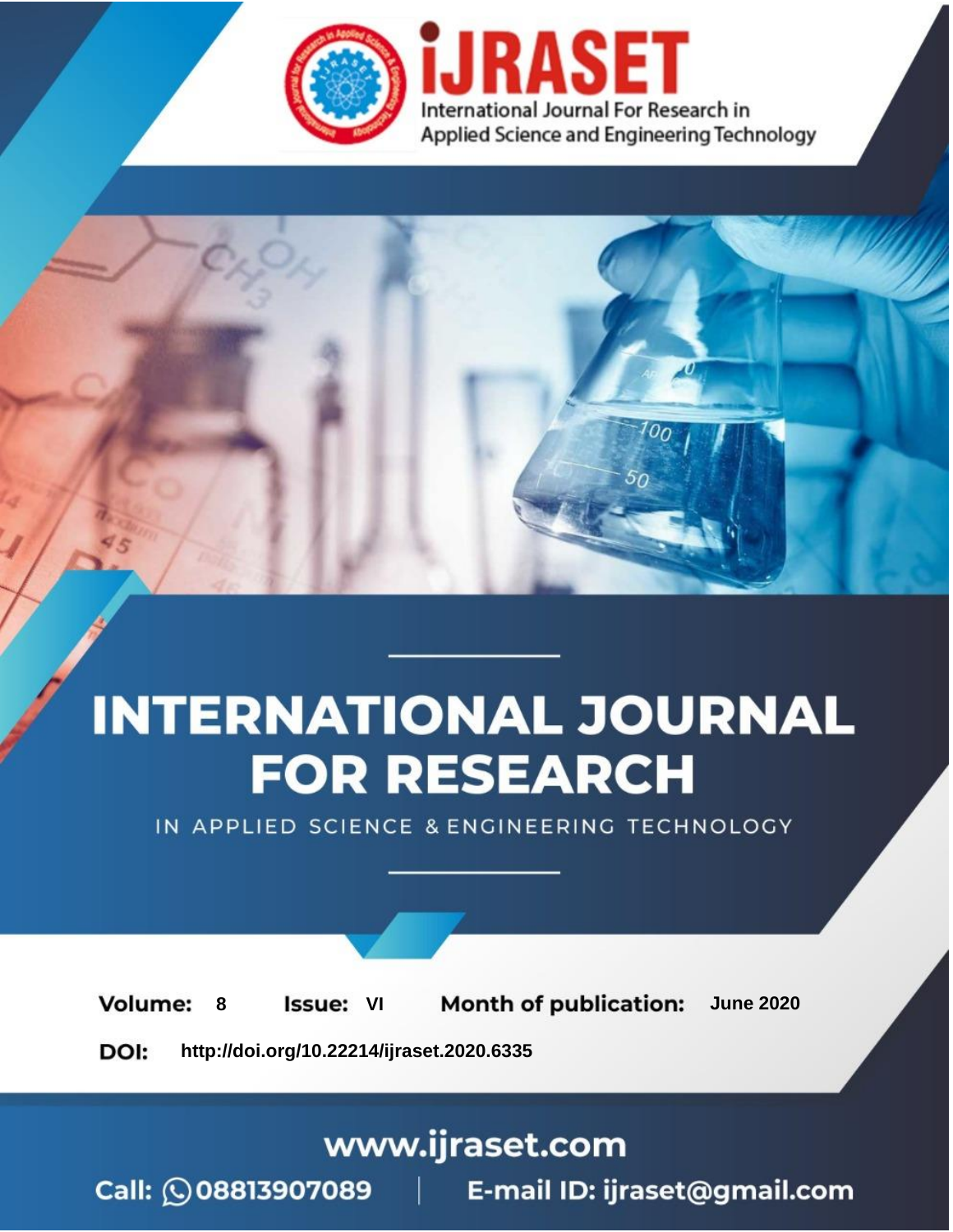# INTERNATIONAL JOURNAL FOR RESEARCH

IN APPLIED SCIENCE & ENGINEERING TECHNOLOGY

**Volume:** 8 **Issue:** VI **Month of publication:** June 2020

**DOI:** http://doi.org/10.22214/ijraset.2020.6335

www.ijraset.com

Call: 08813907089 | E-mail ID: ijraset@gmail.com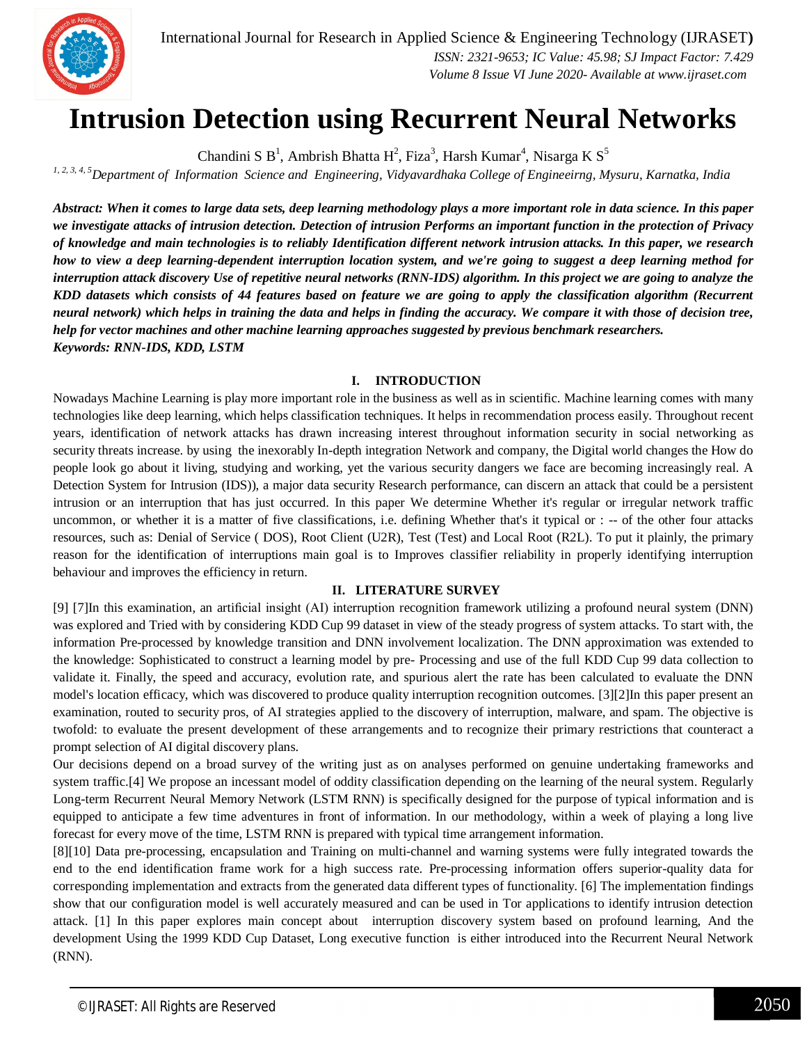# Intrusion Detection using Recurrent Neural Networks

Chandini S B[1], Ambrish Bhatta H[2], Fiza[3], Harsh Kumar[4], Nisarga K S[5]

*[1, 2, 3, 4, 5]Department of Information Science and Engineering, Vidyavardhaka College of Engineeirng, Mysuru, Karnatka, India*

***Abstract:** When it comes to large data sets, deep learning methodology plays a more important role in data science. In this paper we investigate attacks of intrusion detection. Detection of intrusion Performs an important function in the protection of Privacy of knowledge and main technologies is to reliably Identification different network intrusion attacks. In this paper, we research how to view a deep learning-dependent interruption location system, and we're going to suggest a deep learning method for interruption attack discovery Use of repetitive neural networks (RNN-IDS) algorithm. In this project we are going to analyze the KDD datasets which consists of 44 features based on feature we are going to apply the classification algorithm (Recurrent neural network) which helps in training the data and helps in finding the accuracy. We compare it with those of decision tree, help for vector machines and other machine learning approaches suggested by previous benchmark researchers.*

***Keywords:** RNN-IDS, KDD, LSTM*

## I. INTRODUCTION

Nowadays Machine Learning is play more important role in the business as well as in scientific. Machine learning comes with many technologies like deep learning, which helps classification techniques. It helps in recommendation process easily. Throughout recent years, identification of network attacks has drawn increasing interest throughout information security in social networking as security threats increase. by using the inexorably In-depth integration Network and company, the Digital world changes the How do people look go about it living, studying and working, yet the various security dangers we face are becoming increasingly real. A Detection System for Intrusion (IDS)), a major data security Research performance, can discern an attack that could be a persistent intrusion or an interruption that has just occurred. In this paper We determine Whether it's regular or irregular network traffic uncommon, or whether it is a matter of five classifications, i.e. defining Whether that's it typical or : -- of the other four attacks resources, such as: Denial of Service ( DOS), Root Client (U2R), Test (Test) and Local Root (R2L). To put it plainly, the primary reason for the identification of interruptions main goal is to Improves classifier reliability in properly identifying interruption behaviour and improves the efficiency in return.

## II. LITERATURE SURVEY

[9] [7]In this examination, an artificial insight (AI) interruption recognition framework utilizing a profound neural system (DNN) was explored and Tried with by considering KDD Cup 99 dataset in view of the steady progress of system attacks. To start with, the information Pre-processed by knowledge transition and DNN involvement localization. The DNN approximation was extended to the knowledge: Sophisticated to construct a learning model by pre- Processing and use of the full KDD Cup 99 data collection to validate it. Finally, the speed and accuracy, evolution rate, and spurious alert the rate has been calculated to evaluate the DNN model's location efficacy, which was discovered to produce quality interruption recognition outcomes. [3][2]In this paper present an examination, routed to security pros, of AI strategies applied to the discovery of interruption, malware, and spam. The objective is twofold: to evaluate the present development of these arrangements and to recognize their primary restrictions that counteract a prompt selection of AI digital discovery plans.

Our decisions depend on a broad survey of the writing just as on analyses performed on genuine undertaking frameworks and system traffic.[4] We propose an incessant model of oddity classification depending on the learning of the neural system. Regularly Long-term Recurrent Neural Memory Network (LSTM RNN) is specifically designed for the purpose of typical information and is equipped to anticipate a few time adventures in front of information. In our methodology, within a week of playing a long live forecast for every move of the time, LSTM RNN is prepared with typical time arrangement information.

[8][10] Data pre-processing, encapsulation and Training on multi-channel and warning systems were fully integrated towards the end to the end identification frame work for a high success rate. Pre-processing information offers superior-quality data for corresponding implementation and extracts from the generated data different types of functionality. [6] The implementation findings show that our configuration model is well accurately measured and can be used in Tor applications to identify intrusion detection attack. [1] In this paper explores main concept about interruption discovery system based on profound learning, And the development Using the 1999 KDD Cup Dataset, Long executive function is either introduced into the Recurrent Neural Network (RNN).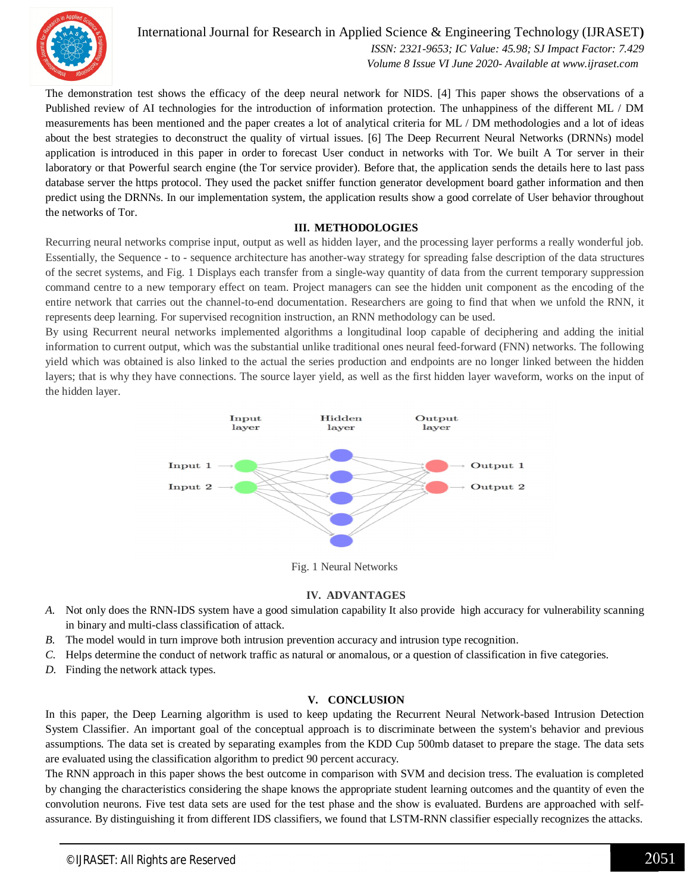The demonstration test shows the efficacy of the deep neural network for NIDS. [4] This paper shows the observations of a Published review of AI technologies for the introduction of information protection. The unhappiness of the different ML / DM measurements has been mentioned and the paper creates a lot of analytical criteria for ML / DM methodologies and a lot of ideas about the best strategies to deconstruct the quality of virtual issues. [6] The Deep Recurrent Neural Networks (DRNNs) model application is introduced in this paper in order to forecast User conduct in networks with Tor. We built A Tor server in their laboratory or that Powerful search engine (the Tor service provider). Before that, the application sends the details here to last pass database server the https protocol. They used the packet sniffer function generator development board gather information and then predict using the DRNNs. In our implementation system, the application results show a good correlate of User behavior throughout the networks of Tor.

## III. METHODOLOGIES

Recurring neural networks comprise input, output as well as hidden layer, and the processing layer performs a really wonderful job. Essentially, the Sequence - to - sequence architecture has another-way strategy for spreading false description of the data structures of the secret systems, and Fig. 1 Displays each transfer from a single-way quantity of data from the current temporary suppression command centre to a new temporary effect on team. Project managers can see the hidden unit component as the encoding of the entire network that carries out the channel-to-end documentation. Researchers are going to find that when we unfold the RNN, it represents deep learning. For supervised recognition instruction, an RNN methodology can be used.

By using Recurrent neural networks implemented algorithms a longitudinal loop capable of deciphering and adding the initial information to current output, which was the substantial unlike traditional ones neural feed-forward (FNN) networks. The following yield which was obtained is also linked to the actual the series production and endpoints are no longer linked between the hidden layers; that is why they have connections. The source layer yield, as well as the first hidden layer waveform, works on the input of the hidden layer.

Fig. 1 Neural Networks

## IV. ADVANTAGES

*A.* Not only does the RNN-IDS system have a good simulation capability It also provide high accuracy for vulnerability scanning in binary and multi-class classification of attack.

*B.* The model would in turn improve both intrusion prevention accuracy and intrusion type recognition.

*C.* Helps determine the conduct of network traffic as natural or anomalous, or a question of classification in five categories.

*D.* Finding the network attack types.

## V. CONCLUSION

In this paper, the Deep Learning algorithm is used to keep updating the Recurrent Neural Network-based Intrusion Detection System Classifier. An important goal of the conceptual approach is to discriminate between the system's behavior and previous assumptions. The data set is created by separating examples from the KDD Cup 500mb dataset to prepare the stage. The data sets are evaluated using the classification algorithm to predict 90 percent accuracy.

The RNN approach in this paper shows the best outcome in comparison with SVM and decision tress. The evaluation is completed by changing the characteristics considering the shape knows the appropriate student learning outcomes and the quantity of even the convolution neurons. Five test data sets are used for the test phase and the show is evaluated. Burdens are approached with self-assurance. By distinguishing it from different IDS classifiers, we found that LSTM-RNN classifier especially recognizes the attacks.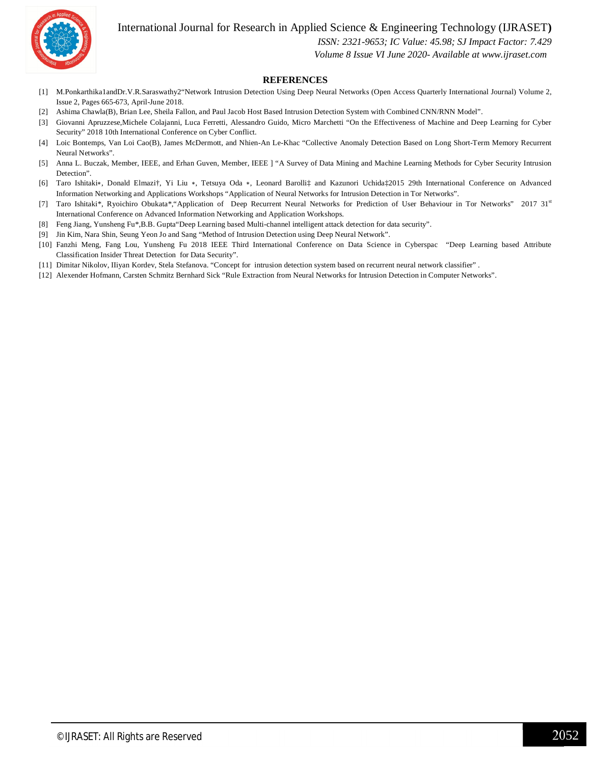## REFERENCES

[1] M.Ponkarthika1andDr.V.R.Saraswathy2"Network Intrusion Detection Using Deep Neural Networks (Open Access Quarterly International Journal) Volume 2, Issue 2, Pages 665-673, April-June 2018.

[2] Ashima Chawla(B), Brian Lee, Sheila Fallon, and Paul Jacob Host Based Intrusion Detection System with Combined CNN/RNN Model".

[3] Giovanni Apruzzese,Michele Colajanni, Luca Ferretti, Alessandro Guido, Micro Marchetti "On the Effectiveness of Machine and Deep Learning for Cyber Security" 2018 10th International Conference on Cyber Conflict.

[4] Loic Bontemps, Van Loi Cao(B), James McDermott, and Nhien-An Le-Khac "Collective Anomaly Detection Based on Long Short-Term Memory Recurrent Neural Networks".

[5] Anna L. Buczak, Member, IEEE, and Erhan Guven, Member, IEEE ] "A Survey of Data Mining and Machine Learning Methods for Cyber Security Intrusion Detection".

[6] Taro Ishitaki∗, Donald Elmazi†, Yi Liu ∗, Tetsuya Oda ∗, Leonard Barolli‡ and Kazunori Uchida‡2015 29th International Conference on Advanced Information Networking and Applications Workshops "Application of Neural Networks for Intrusion Detection in Tor Networks".

[7] Taro Ishitaki*, Ryoichiro Obukata*,"Application of Deep Recurrent Neural Networks for Prediction of User Behaviour in Tor Networks" 2017 31st International Conference on Advanced Information Networking and Application Workshops.

[8] Feng Jiang, Yunsheng Fu*,B.B. Gupta"Deep Learning based Multi-channel intelligent attack detection for data security".

[9] Jin Kim, Nara Shin, Seung Yeon Jo and Sang "Method of Intrusion Detection using Deep Neural Network".

[10] Fanzhi Meng, Fang Lou, Yunsheng Fu 2018 IEEE Third International Conference on Data Science in Cyberspac "Deep Learning based Attribute Classification Insider Threat Detection for Data Security".

[11] Dimitar Nikolov, IIiyan Kordev, Stela Stefanova. "Concept for intrusion detection system based on recurrent neural network classifier" .

[12] Alexender Hofmann, Carsten Schmitz Bernhard Sick "Rule Extraction from Neural Networks for Intrusion Detection in Computer Networks".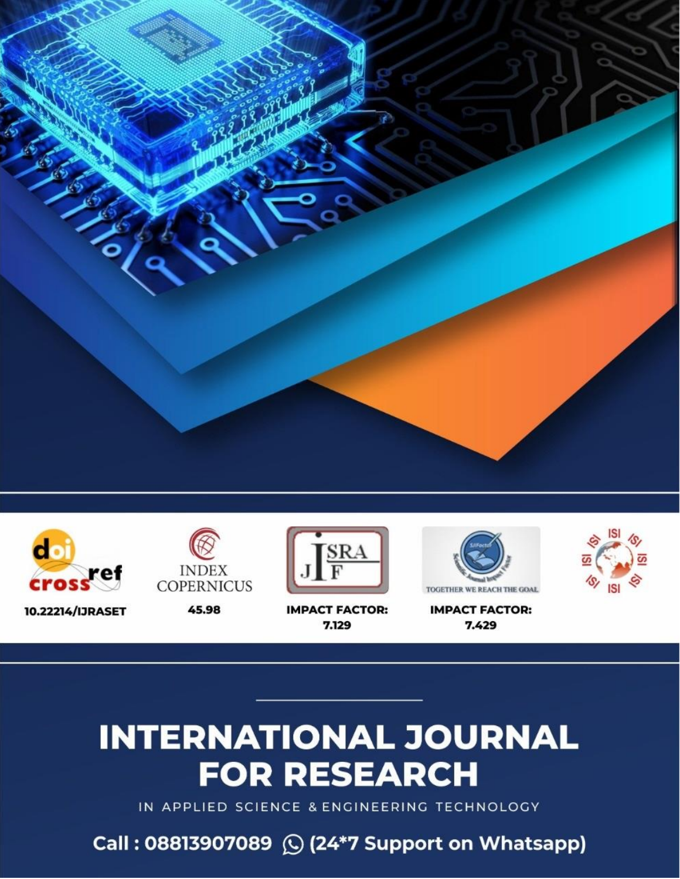10.22214/IJRASET

45.98

IMPACT FACTOR: 7.129

IMPACT FACTOR: 7.429

# INTERNATIONAL JOURNAL FOR RESEARCH

IN APPLIED SCIENCE & ENGINEERING TECHNOLOGY

Call : 08813907089 (24*7 Support on Whatsapp)